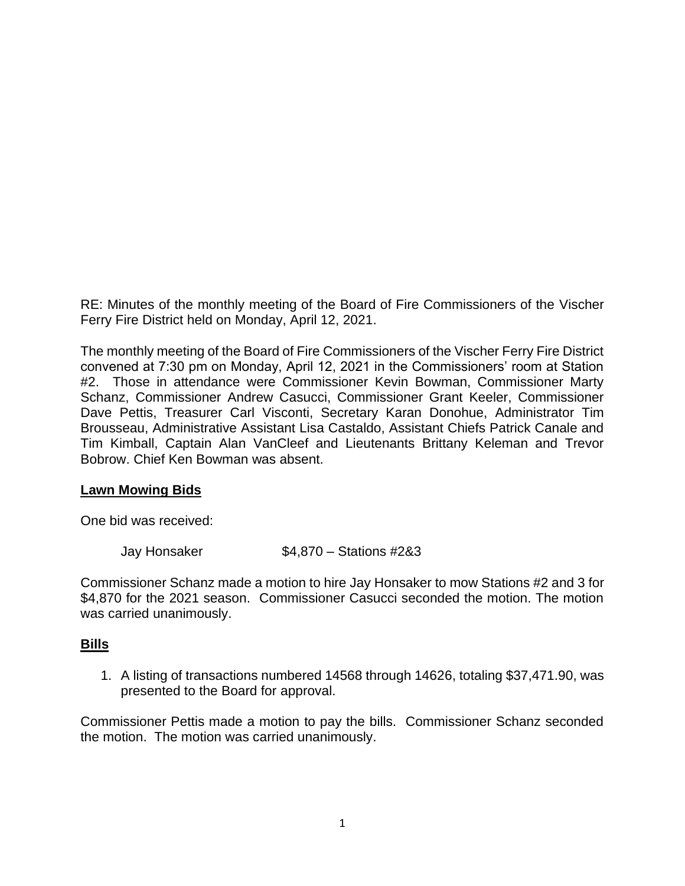RE: Minutes of the monthly meeting of the Board of Fire Commissioners of the Vischer Ferry Fire District held on Monday, April 12, 2021.

The monthly meeting of the Board of Fire Commissioners of the Vischer Ferry Fire District convened at 7:30 pm on Monday, April 12, 2021 in the Commissioners' room at Station #2. Those in attendance were Commissioner Kevin Bowman, Commissioner Marty Schanz, Commissioner Andrew Casucci, Commissioner Grant Keeler, Commissioner Dave Pettis, Treasurer Carl Visconti, Secretary Karan Donohue, Administrator Tim Brousseau, Administrative Assistant Lisa Castaldo, Assistant Chiefs Patrick Canale and Tim Kimball, Captain Alan VanCleef and Lieutenants Brittany Keleman and Trevor Bobrow. Chief Ken Bowman was absent.

## Lawn Mowing Bids

One bid was received:

Jay Honsaker $4,870 – Stations #2&3

Commissioner Schanz made a motion to hire Jay Honsaker to mow Stations #2 and 3 for $4,870 for the 2021 season. Commissioner Casucci seconded the motion. The motion was carried unanimously.

## Bills

1. A listing of transactions numbered 14568 through 14626, totaling $37,471.90, was presented to the Board for approval.

Commissioner Pettis made a motion to pay the bills. Commissioner Schanz seconded the motion. The motion was carried unanimously.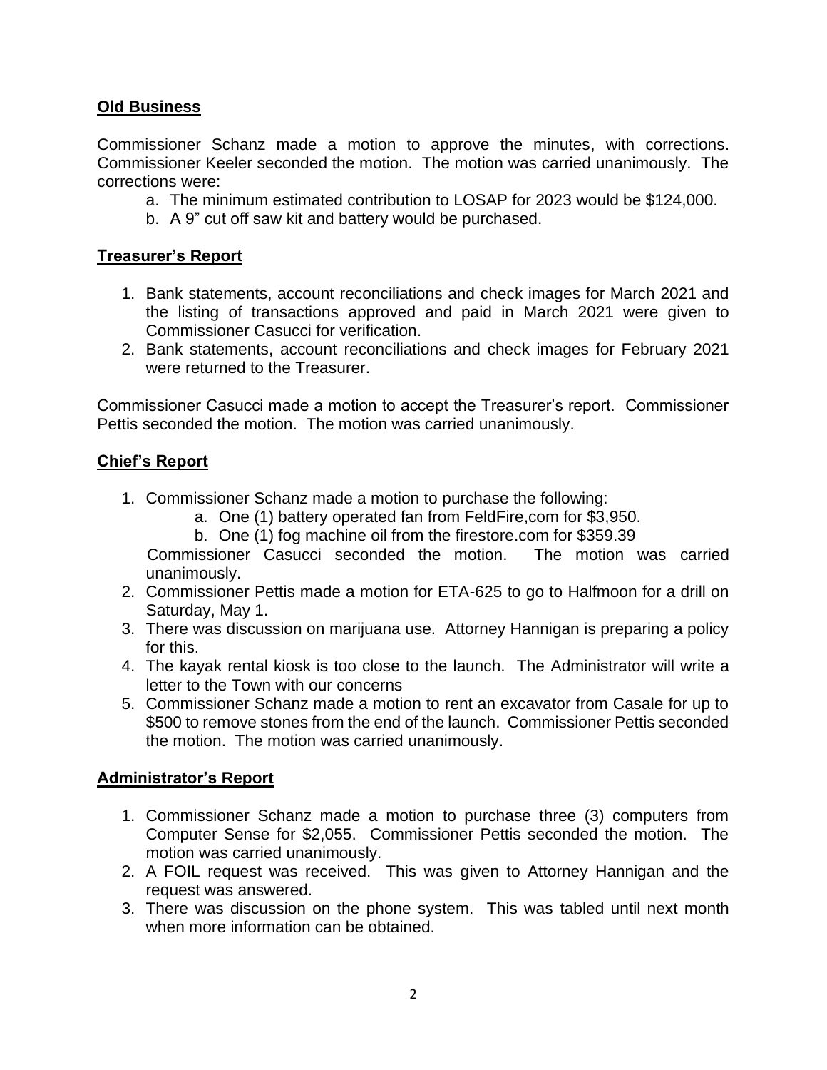## Old Business

Commissioner Schanz made a motion to approve the minutes, with corrections. Commissioner Keeler seconded the motion. The motion was carried unanimously. The corrections were:

a. The minimum estimated contribution to LOSAP for 2023 would be $124,000.
b. A 9" cut off saw kit and battery would be purchased.

## Treasurer's Report

1. Bank statements, account reconciliations and check images for March 2021 and the listing of transactions approved and paid in March 2021 were given to Commissioner Casucci for verification.
2. Bank statements, account reconciliations and check images for February 2021 were returned to the Treasurer.

Commissioner Casucci made a motion to accept the Treasurer's report. Commissioner Pettis seconded the motion. The motion was carried unanimously.

## Chief's Report

1. Commissioner Schanz made a motion to purchase the following:
   a. One (1) battery operated fan from FeldFire,com for $3,950.
   b. One (1) fog machine oil from the firestore.com for $359.39

   Commissioner Casucci seconded the motion. The motion was carried unanimously.
2. Commissioner Pettis made a motion for ETA-625 to go to Halfmoon for a drill on Saturday, May 1.
3. There was discussion on marijuana use. Attorney Hannigan is preparing a policy for this.
4. The kayak rental kiosk is too close to the launch. The Administrator will write a letter to the Town with our concerns
5. Commissioner Schanz made a motion to rent an excavator from Casale for up to $500 to remove stones from the end of the launch. Commissioner Pettis seconded the motion. The motion was carried unanimously.

## Administrator's Report

1. Commissioner Schanz made a motion to purchase three (3) computers from Computer Sense for $2,055. Commissioner Pettis seconded the motion. The motion was carried unanimously.
2. A FOIL request was received. This was given to Attorney Hannigan and the request was answered.
3. There was discussion on the phone system. This was tabled until next month when more information can be obtained.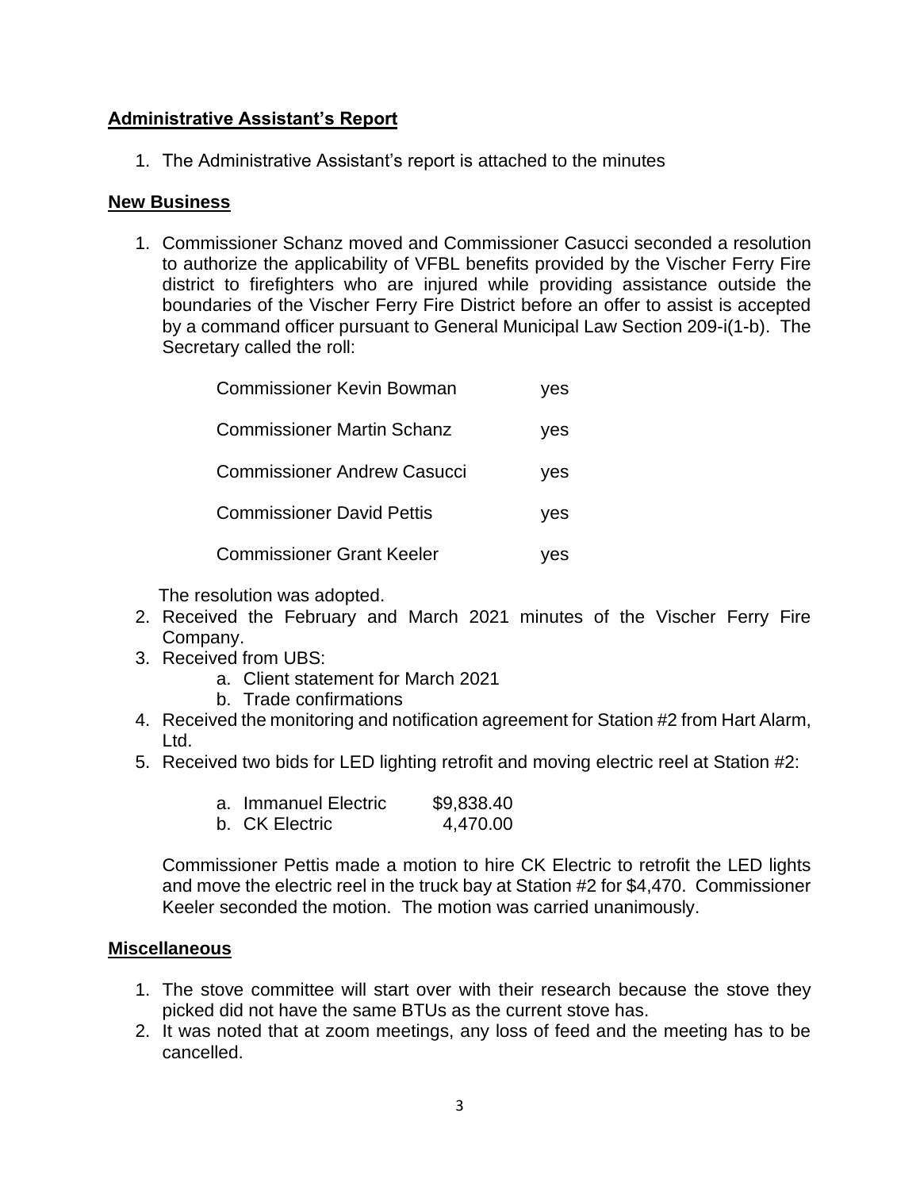## **Administrative Assistant's Report**

1. The Administrative Assistant's report is attached to the minutes

## **New Business**

1. Commissioner Schanz moved and Commissioner Casucci seconded a resolution to authorize the applicability of VFBL benefits provided by the Vischer Ferry Fire district to firefighters who are injured while providing assistance outside the boundaries of the Vischer Ferry Fire District before an offer to assist is accepted by a command officer pursuant to General Municipal Law Section 209-i(1-b). The Secretary called the roll:

| | |
|---|---|
| Commissioner Kevin Bowman | yes |
| Commissioner Martin Schanz | yes |
| Commissioner Andrew Casucci | yes |
| Commissioner David Pettis | yes |
| Commissioner Grant Keeler | yes |

   The resolution was adopted.

2. Received the February and March 2021 minutes of the Vischer Ferry Fire Company.
3. Received from UBS:
   a. Client statement for March 2021
   b. Trade confirmations
4. Received the monitoring and notification agreement for Station #2 from Hart Alarm, Ltd.
5. Received two bids for LED lighting retrofit and moving electric reel at Station #2:

   | | |
   |---|---|
   | a. Immanuel Electric | $9,838.40 |
   | b. CK Electric | 4,470.00 |

   Commissioner Pettis made a motion to hire CK Electric to retrofit the LED lights and move the electric reel in the truck bay at Station #2 for $4,470. Commissioner Keeler seconded the motion. The motion was carried unanimously.

## **Miscellaneous**

1. The stove committee will start over with their research because the stove they picked did not have the same BTUs as the current stove has.
2. It was noted that at zoom meetings, any loss of feed and the meeting has to be cancelled.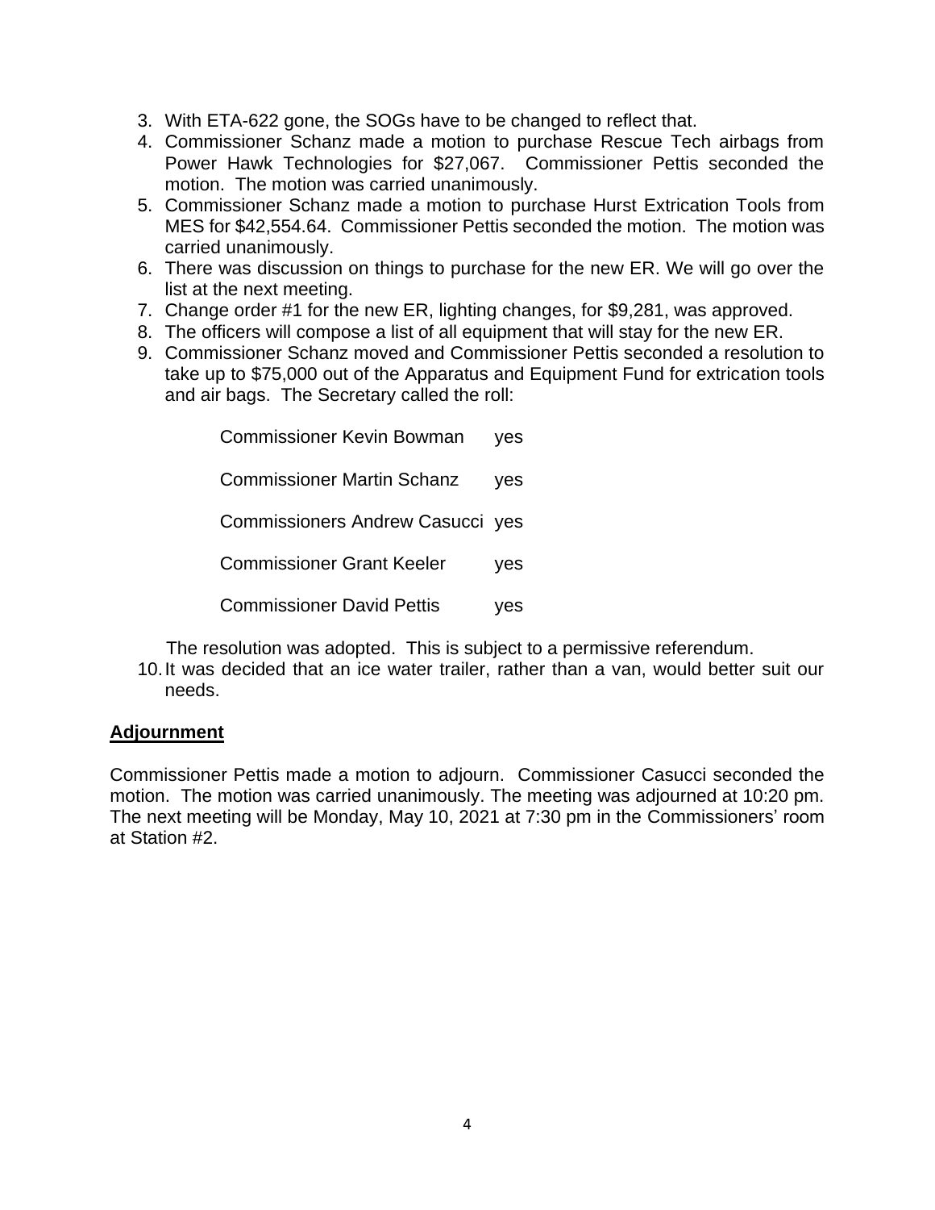3. With ETA-622 gone, the SOGs have to be changed to reflect that.
4. Commissioner Schanz made a motion to purchase Rescue Tech airbags from Power Hawk Technologies for $27,067. Commissioner Pettis seconded the motion. The motion was carried unanimously.
5. Commissioner Schanz made a motion to purchase Hurst Extrication Tools from MES for $42,554.64. Commissioner Pettis seconded the motion. The motion was carried unanimously.
6. There was discussion on things to purchase for the new ER. We will go over the list at the next meeting.
7. Change order #1 for the new ER, lighting changes, for $9,281, was approved.
8. The officers will compose a list of all equipment that will stay for the new ER.
9. Commissioner Schanz moved and Commissioner Pettis seconded a resolution to take up to $75,000 out of the Apparatus and Equipment Fund for extrication tools and air bags. The Secretary called the roll:

   Commissioner Kevin Bowman yes

   Commissioner Martin Schanz yes

   Commissioners Andrew Casucci yes

   Commissioner Grant Keeler yes

   Commissioner David Pettis yes

   The resolution was adopted. This is subject to a permissive referendum.
10. It was decided that an ice water trailer, rather than a van, would better suit our needs.

## **Adjournment**

Commissioner Pettis made a motion to adjourn. Commissioner Casucci seconded the motion. The motion was carried unanimously. The meeting was adjourned at 10:20 pm. The next meeting will be Monday, May 10, 2021 at 7:30 pm in the Commissioners' room at Station #2.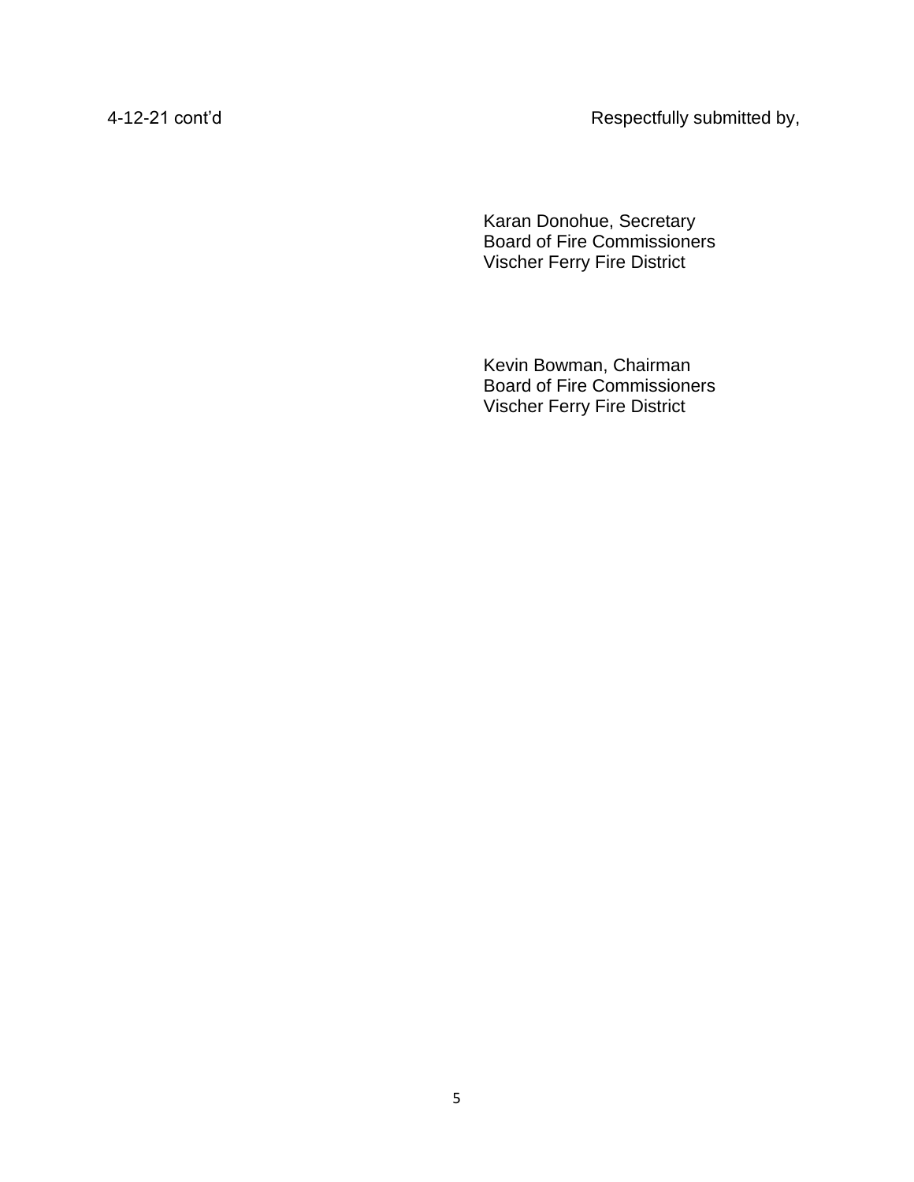4-12-21 cont'd

Respectfully submitted by,

Karan Donohue, Secretary
Board of Fire Commissioners
Vischer Ferry Fire District

Kevin Bowman, Chairman
Board of Fire Commissioners
Vischer Ferry Fire District